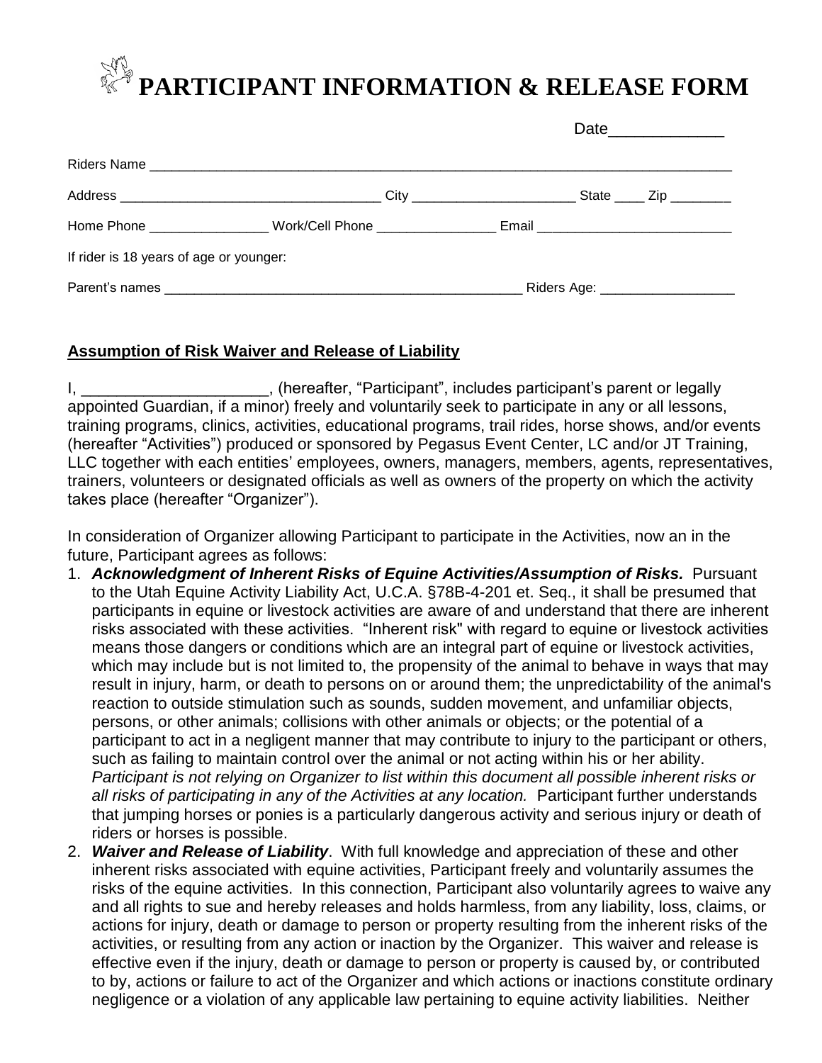# PARTICIPANT INFORMATION & RELEASE FORM

Date_____________

Riders Name ________________________________________________________________________________

Address ___________________________________ City ______________________ State ____ Zip ________

Home Phone ________________ Work/Cell Phone ________________ Email __________________________

If rider is 18 years of age or younger:

Parent's names __________________________________________________ Riders Age: __________________

## Assumption of Risk Waiver and Release of Liability

I, _____________________, (hereafter, "Participant", includes participant's parent or legally appointed Guardian, if a minor) freely and voluntarily seek to participate in any or all lessons, training programs, clinics, activities, educational programs, trail rides, horse shows, and/or events (hereafter "Activities") produced or sponsored by Pegasus Event Center, LC and/or JT Training, LLC together with each entities' employees, owners, managers, members, agents, representatives, trainers, volunteers or designated officials as well as owners of the property on which the activity takes place (hereafter "Organizer").

In consideration of Organizer allowing Participant to participate in the Activities, now an in the future, Participant agrees as follows:

1. ***Acknowledgment of Inherent Risks of Equine Activities/Assumption of Risks.*** Pursuant to the Utah Equine Activity Liability Act, U.C.A. §78B-4-201 et. Seq., it shall be presumed that participants in equine or livestock activities are aware of and understand that there are inherent risks associated with these activities. "Inherent risk" with regard to equine or livestock activities means those dangers or conditions which are an integral part of equine or livestock activities, which may include but is not limited to, the propensity of the animal to behave in ways that may result in injury, harm, or death to persons on or around them; the unpredictability of the animal's reaction to outside stimulation such as sounds, sudden movement, and unfamiliar objects, persons, or other animals; collisions with other animals or objects; or the potential of a participant to act in a negligent manner that may contribute to injury to the participant or others, such as failing to maintain control over the animal or not acting within his or her ability. *Participant is not relying on Organizer to list within this document all possible inherent risks or all risks of participating in any of the Activities at any location.* Participant further understands that jumping horses or ponies is a particularly dangerous activity and serious injury or death of riders or horses is possible.
2. ***Waiver and Release of Liability***. With full knowledge and appreciation of these and other inherent risks associated with equine activities, Participant freely and voluntarily assumes the risks of the equine activities. In this connection, Participant also voluntarily agrees to waive any and all rights to sue and hereby releases and holds harmless, from any liability, loss, claims, or actions for injury, death or damage to person or property resulting from the inherent risks of the activities, or resulting from any action or inaction by the Organizer. This waiver and release is effective even if the injury, death or damage to person or property is caused by, or contributed to by, actions or failure to act of the Organizer and which actions or inactions constitute ordinary negligence or a violation of any applicable law pertaining to equine activity liabilities. Neither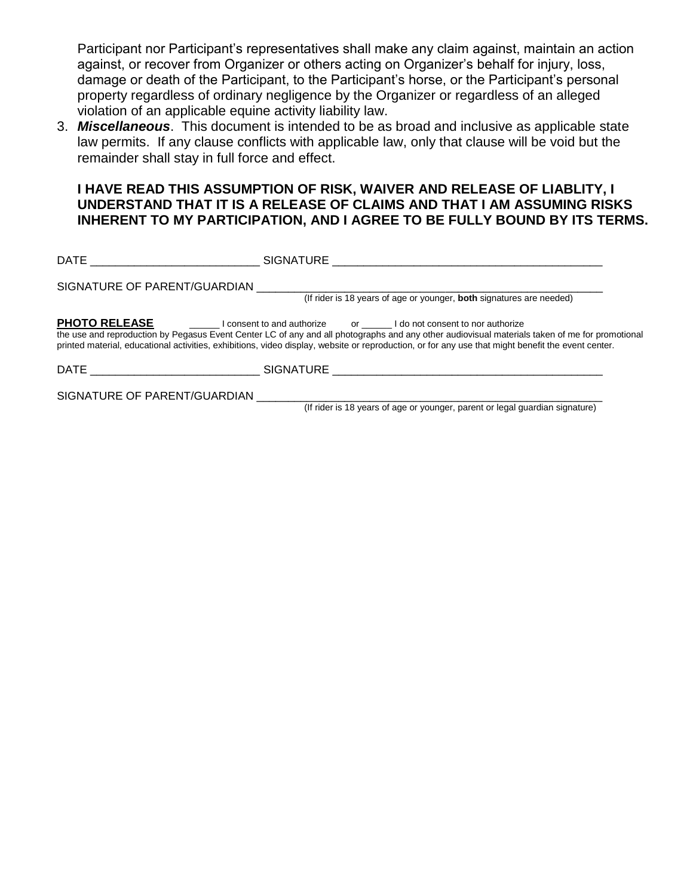Participant nor Participant's representatives shall make any claim against, maintain an action against, or recover from Organizer or others acting on Organizer's behalf for injury, loss, damage or death of the Participant, to the Participant's horse, or the Participant's personal property regardless of ordinary negligence by the Organizer or regardless of an alleged violation of an applicable equine activity liability law.

3. ***Miscellaneous***. This document is intended to be as broad and inclusive as applicable state law permits. If any clause conflicts with applicable law, only that clause will be void but the remainder shall stay in full force and effect.

**I HAVE READ THIS ASSUMPTION OF RISK, WAIVER AND RELEASE OF LIABLITY, I UNDERSTAND THAT IT IS A RELEASE OF CLAIMS AND THAT I AM ASSUMING RISKS INHERENT TO MY PARTICIPATION, AND I AGREE TO BE FULLY BOUND BY ITS TERMS.**

DATE ___________________________ SIGNATURE ___________________________________________

SIGNATURE OF PARENT/GUARDIAN ___________________________________________________________
(If rider is 18 years of age or younger, **both** signatures are needed)

**PHOTO RELEASE** ______ I consent to and authorize or ______ I do not consent to nor authorize the use and reproduction by Pegasus Event Center LC of any and all photographs and any other audiovisual materials taken of me for promotional printed material, educational activities, exhibitions, video display, website or reproduction, or for any use that might benefit the event center.

DATE ___________________________ SIGNATURE ___________________________________________

SIGNATURE OF PARENT/GUARDIAN ___________________________________________________________
(If rider is 18 years of age or younger, parent or legal guardian signature)